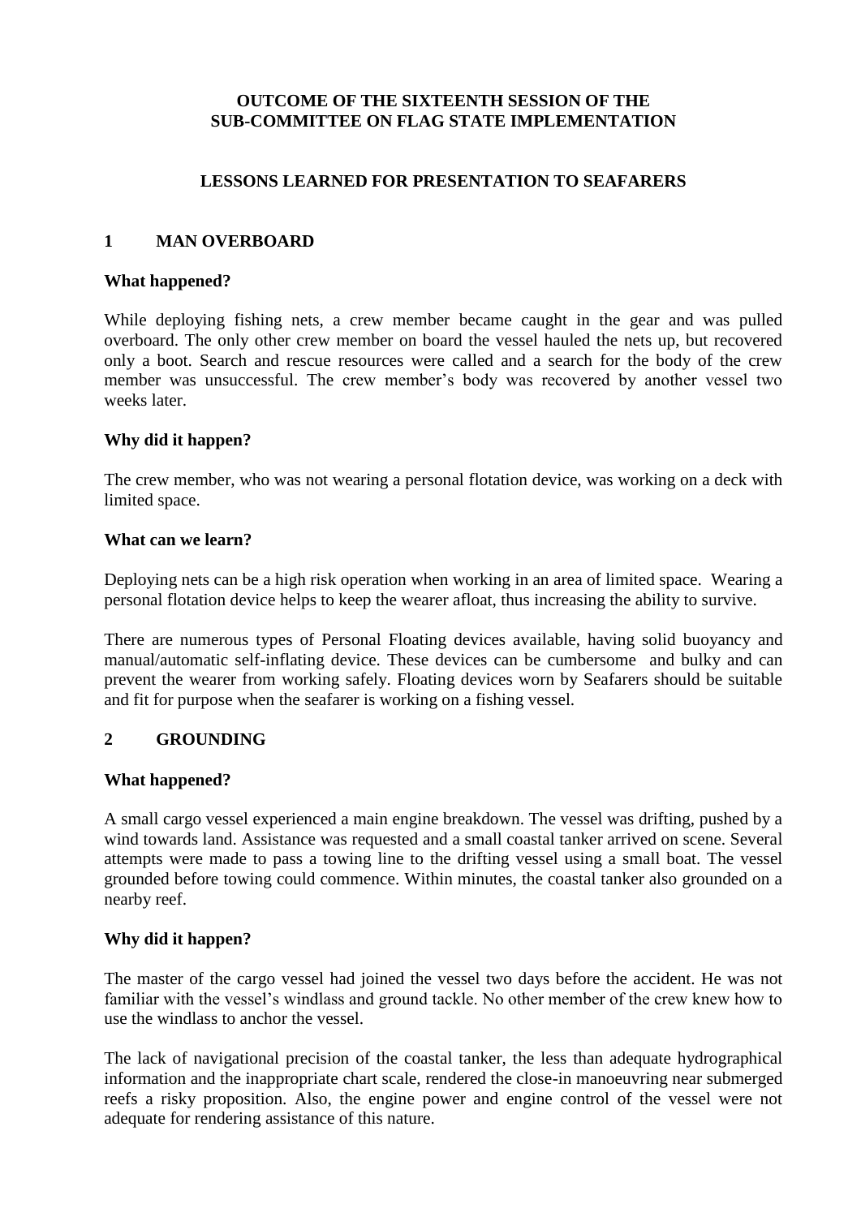# OUTCOME OF THE SIXTEENTH SESSION OF THE SUB-COMMITTEE ON FLAG STATE IMPLEMENTATION

## LESSONS LEARNED FOR PRESENTATION TO SEAFARERS

### 1 MAN OVERBOARD

**What happened?**

While deploying fishing nets, a crew member became caught in the gear and was pulled overboard. The only other crew member on board the vessel hauled the nets up, but recovered only a boot. Search and rescue resources were called and a search for the body of the crew member was unsuccessful. The crew member's body was recovered by another vessel two weeks later.

**Why did it happen?**

The crew member, who was not wearing a personal flotation device, was working on a deck with limited space.

**What can we learn?**

Deploying nets can be a high risk operation when working in an area of limited space. Wearing a personal flotation device helps to keep the wearer afloat, thus increasing the ability to survive.

There are numerous types of Personal Floating devices available, having solid buoyancy and manual/automatic self-inflating device. These devices can be cumbersome and bulky and can prevent the wearer from working safely. Floating devices worn by Seafarers should be suitable and fit for purpose when the seafarer is working on a fishing vessel.

### 2 GROUNDING

**What happened?**

A small cargo vessel experienced a main engine breakdown. The vessel was drifting, pushed by a wind towards land. Assistance was requested and a small coastal tanker arrived on scene. Several attempts were made to pass a towing line to the drifting vessel using a small boat. The vessel grounded before towing could commence. Within minutes, the coastal tanker also grounded on a nearby reef.

**Why did it happen?**

The master of the cargo vessel had joined the vessel two days before the accident. He was not familiar with the vessel's windlass and ground tackle. No other member of the crew knew how to use the windlass to anchor the vessel.

The lack of navigational precision of the coastal tanker, the less than adequate hydrographical information and the inappropriate chart scale, rendered the close-in manoeuvring near submerged reefs a risky proposition. Also, the engine power and engine control of the vessel were not adequate for rendering assistance of this nature.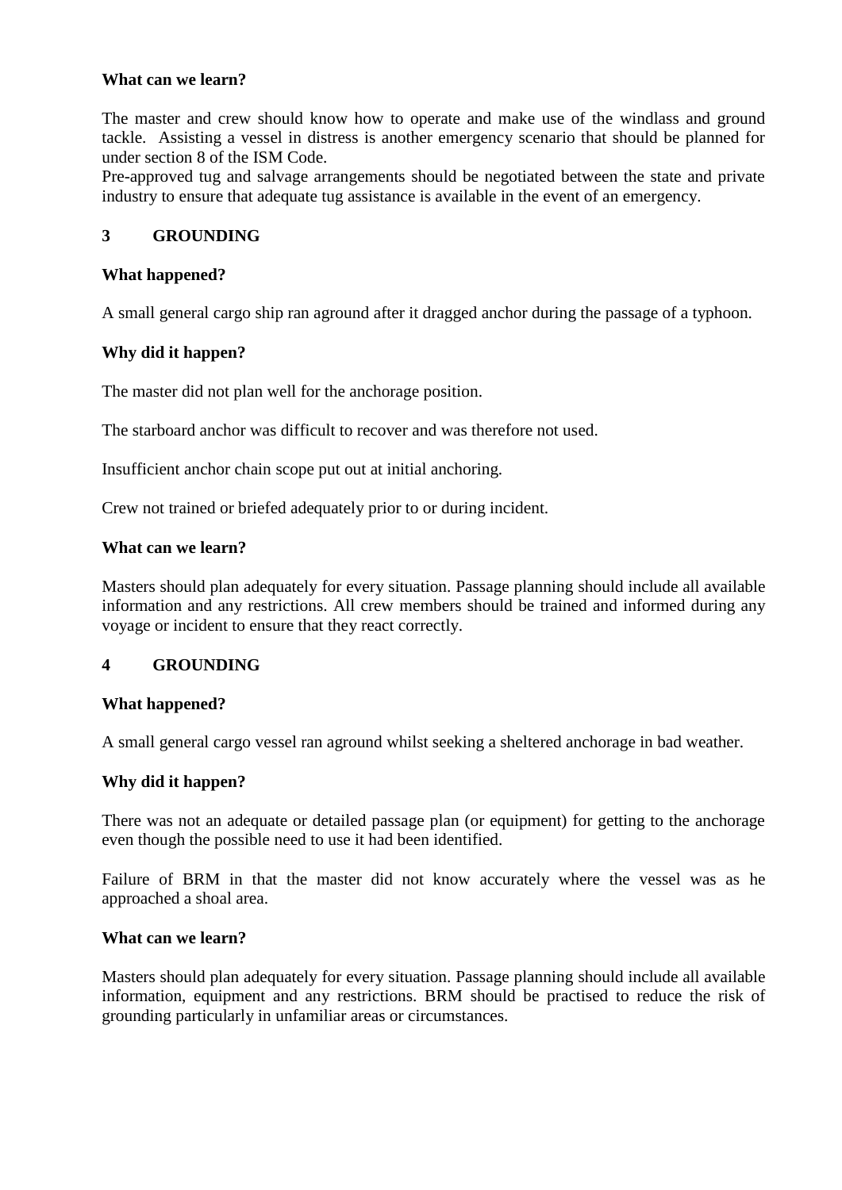**What can we learn?**

The master and crew should know how to operate and make use of the windlass and ground tackle. Assisting a vessel in distress is another emergency scenario that should be planned for under section 8 of the ISM Code.
Pre-approved tug and salvage arrangements should be negotiated between the state and private industry to ensure that adequate tug assistance is available in the event of an emergency.

## 3 GROUNDING

**What happened?**

A small general cargo ship ran aground after it dragged anchor during the passage of a typhoon.

**Why did it happen?**

The master did not plan well for the anchorage position.

The starboard anchor was difficult to recover and was therefore not used.

Insufficient anchor chain scope put out at initial anchoring.

Crew not trained or briefed adequately prior to or during incident.

**What can we learn?**

Masters should plan adequately for every situation. Passage planning should include all available information and any restrictions. All crew members should be trained and informed during any voyage or incident to ensure that they react correctly.

## 4 GROUNDING

**What happened?**

A small general cargo vessel ran aground whilst seeking a sheltered anchorage in bad weather.

**Why did it happen?**

There was not an adequate or detailed passage plan (or equipment) for getting to the anchorage even though the possible need to use it had been identified.

Failure of BRM in that the master did not know accurately where the vessel was as he approached a shoal area.

**What can we learn?**

Masters should plan adequately for every situation. Passage planning should include all available information, equipment and any restrictions. BRM should be practised to reduce the risk of grounding particularly in unfamiliar areas or circumstances.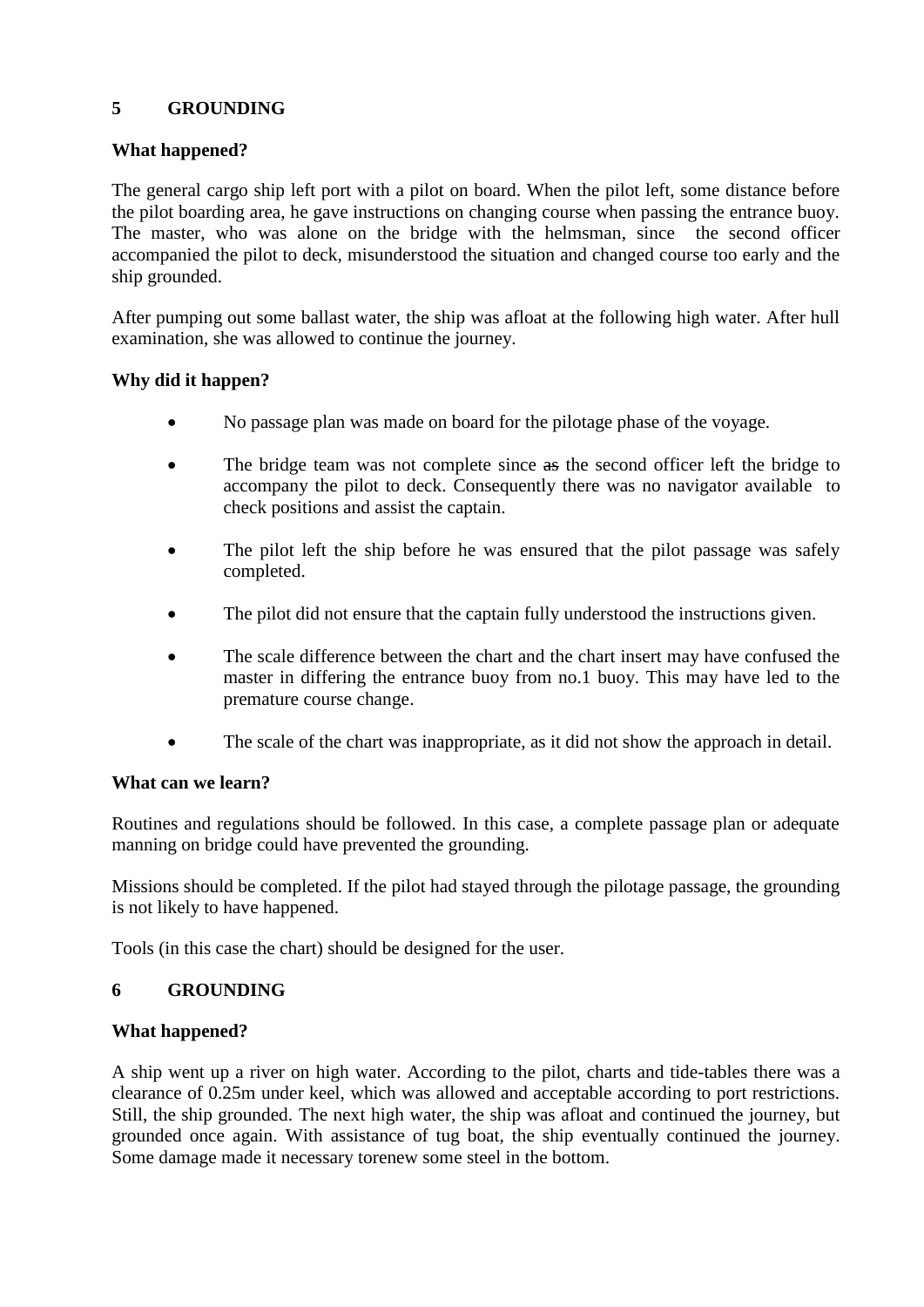## 5 GROUNDING

### What happened?

The general cargo ship left port with a pilot on board. When the pilot left, some distance before the pilot boarding area, he gave instructions on changing course when passing the entrance buoy. The master, who was alone on the bridge with the helmsman, since the second officer accompanied the pilot to deck, misunderstood the situation and changed course too early and the ship grounded.

After pumping out some ballast water, the ship was afloat at the following high water. After hull examination, she was allowed to continue the journey.

### Why did it happen?

- No passage plan was made on board for the pilotage phase of the voyage.
- The bridge team was not complete since ~~as~~ the second officer left the bridge to accompany the pilot to deck. Consequently there was no navigator available to check positions and assist the captain.
- The pilot left the ship before he was ensured that the pilot passage was safely completed.
- The pilot did not ensure that the captain fully understood the instructions given.
- The scale difference between the chart and the chart insert may have confused the master in differing the entrance buoy from no.1 buoy. This may have led to the premature course change.
- The scale of the chart was inappropriate, as it did not show the approach in detail.

### What can we learn?

Routines and regulations should be followed. In this case, a complete passage plan or adequate manning on bridge could have prevented the grounding.

Missions should be completed. If the pilot had stayed through the pilotage passage, the grounding is not likely to have happened.

Tools (in this case the chart) should be designed for the user.

## 6 GROUNDING

### What happened?

A ship went up a river on high water. According to the pilot, charts and tide-tables there was a clearance of 0.25m under keel, which was allowed and acceptable according to port restrictions. Still, the ship grounded. The next high water, the ship was afloat and continued the journey, but grounded once again. With assistance of tug boat, the ship eventually continued the journey. Some damage made it necessary torenew some steel in the bottom.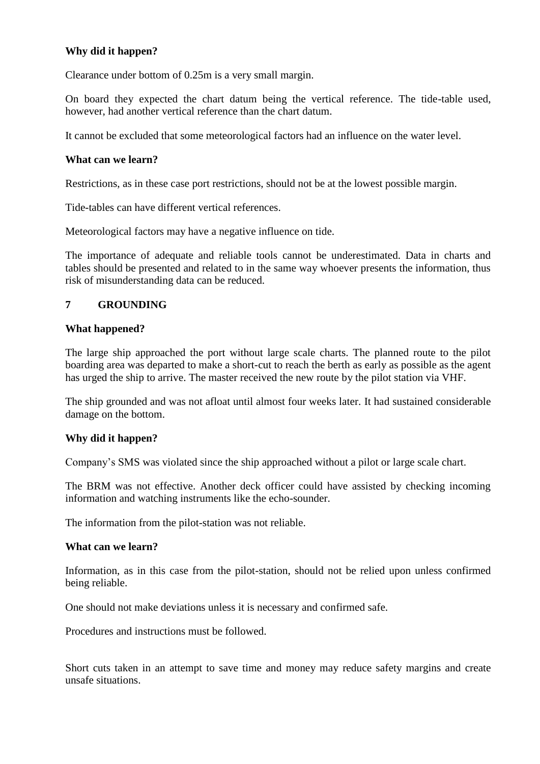**Why did it happen?**

Clearance under bottom of 0.25m is a very small margin.

On board they expected the chart datum being the vertical reference. The tide-table used, however, had another vertical reference than the chart datum.

It cannot be excluded that some meteorological factors had an influence on the water level.

**What can we learn?**

Restrictions, as in these case port restrictions, should not be at the lowest possible margin.

Tide-tables can have different vertical references.

Meteorological factors may have a negative influence on tide.

The importance of adequate and reliable tools cannot be underestimated. Data in charts and tables should be presented and related to in the same way whoever presents the information, thus risk of misunderstanding data can be reduced.

## 7 GROUNDING

**What happened?**

The large ship approached the port without large scale charts. The planned route to the pilot boarding area was departed to make a short-cut to reach the berth as early as possible as the agent has urged the ship to arrive. The master received the new route by the pilot station via VHF.

The ship grounded and was not afloat until almost four weeks later. It had sustained considerable damage on the bottom.

**Why did it happen?**

Company's SMS was violated since the ship approached without a pilot or large scale chart.

The BRM was not effective. Another deck officer could have assisted by checking incoming information and watching instruments like the echo-sounder.

The information from the pilot-station was not reliable.

**What can we learn?**

Information, as in this case from the pilot-station, should not be relied upon unless confirmed being reliable.

One should not make deviations unless it is necessary and confirmed safe.

Procedures and instructions must be followed.

Short cuts taken in an attempt to save time and money may reduce safety margins and create unsafe situations.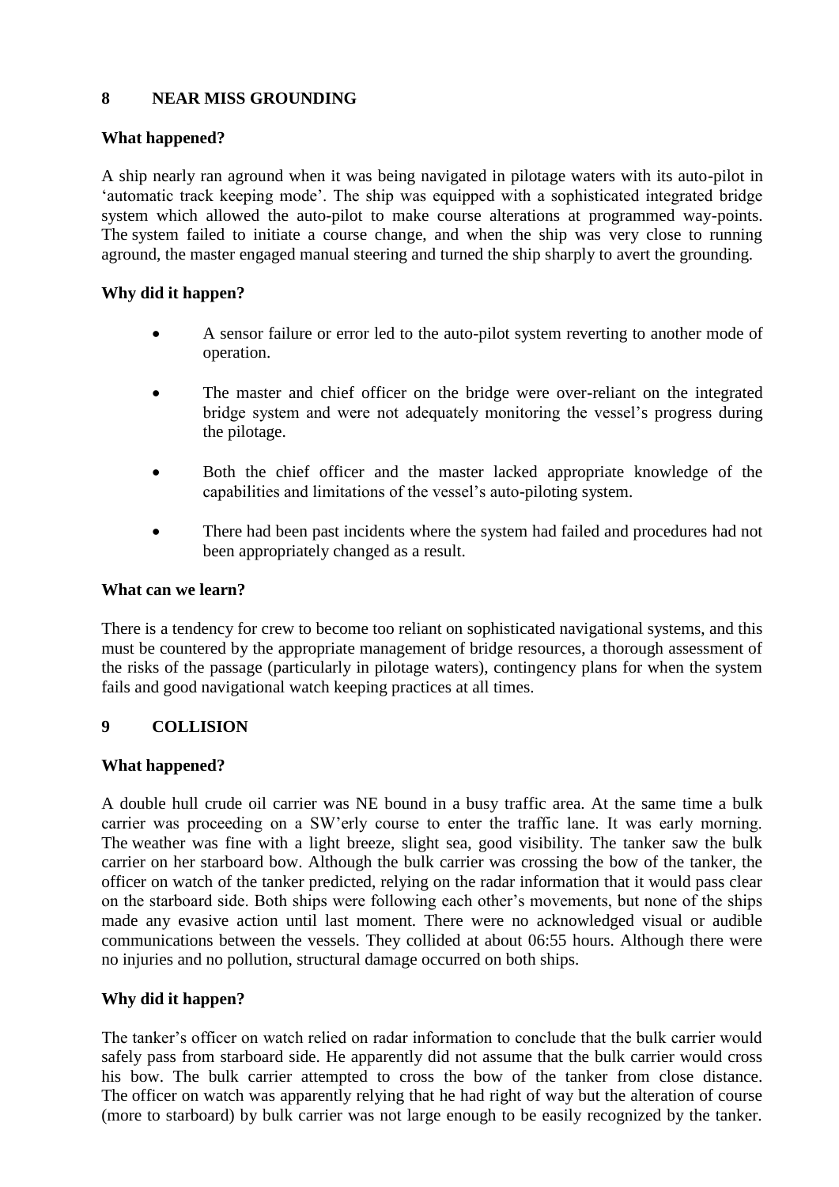## 8 NEAR MISS GROUNDING

### What happened?

A ship nearly ran aground when it was being navigated in pilotage waters with its auto-pilot in 'automatic track keeping mode'. The ship was equipped with a sophisticated integrated bridge system which allowed the auto-pilot to make course alterations at programmed way-points. The system failed to initiate a course change, and when the ship was very close to running aground, the master engaged manual steering and turned the ship sharply to avert the grounding.

### Why did it happen?

- A sensor failure or error led to the auto-pilot system reverting to another mode of operation.
- The master and chief officer on the bridge were over-reliant on the integrated bridge system and were not adequately monitoring the vessel's progress during the pilotage.
- Both the chief officer and the master lacked appropriate knowledge of the capabilities and limitations of the vessel's auto-piloting system.
- There had been past incidents where the system had failed and procedures had not been appropriately changed as a result.

### What can we learn?

There is a tendency for crew to become too reliant on sophisticated navigational systems, and this must be countered by the appropriate management of bridge resources, a thorough assessment of the risks of the passage (particularly in pilotage waters), contingency plans for when the system fails and good navigational watch keeping practices at all times.

## 9 COLLISION

### What happened?

A double hull crude oil carrier was NE bound in a busy traffic area. At the same time a bulk carrier was proceeding on a SW'erly course to enter the traffic lane. It was early morning. The weather was fine with a light breeze, slight sea, good visibility. The tanker saw the bulk carrier on her starboard bow. Although the bulk carrier was crossing the bow of the tanker, the officer on watch of the tanker predicted, relying on the radar information that it would pass clear on the starboard side. Both ships were following each other's movements, but none of the ships made any evasive action until last moment. There were no acknowledged visual or audible communications between the vessels. They collided at about 06:55 hours. Although there were no injuries and no pollution, structural damage occurred on both ships.

### Why did it happen?

The tanker's officer on watch relied on radar information to conclude that the bulk carrier would safely pass from starboard side. He apparently did not assume that the bulk carrier would cross his bow. The bulk carrier attempted to cross the bow of the tanker from close distance. The officer on watch was apparently relying that he had right of way but the alteration of course (more to starboard) by bulk carrier was not large enough to be easily recognized by the tanker.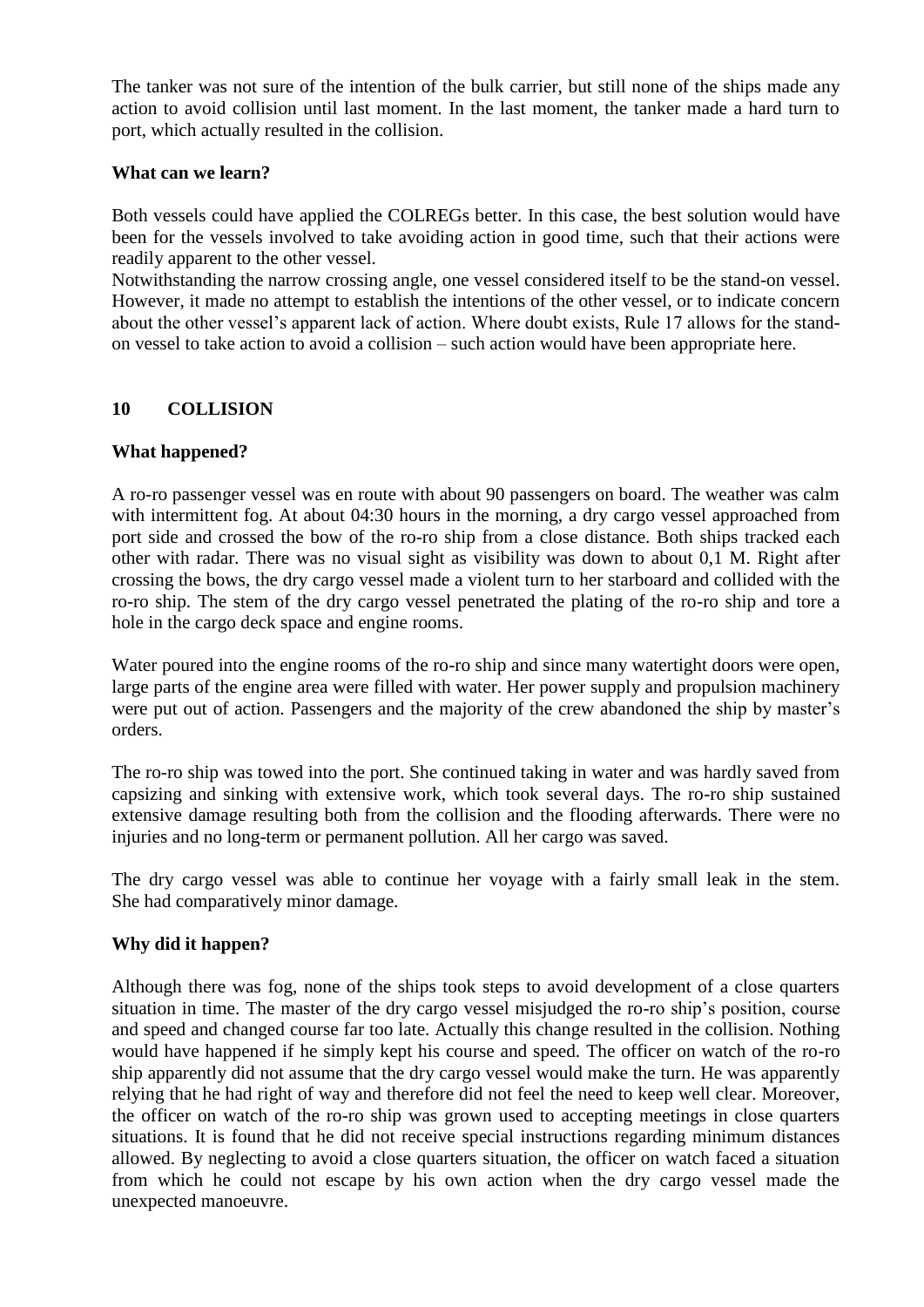The tanker was not sure of the intention of the bulk carrier, but still none of the ships made any action to avoid collision until last moment. In the last moment, the tanker made a hard turn to port, which actually resulted in the collision.

**What can we learn?**

Both vessels could have applied the COLREGs better. In this case, the best solution would have been for the vessels involved to take avoiding action in good time, such that their actions were readily apparent to the other vessel.
Notwithstanding the narrow crossing angle, one vessel considered itself to be the stand-on vessel. However, it made no attempt to establish the intentions of the other vessel, or to indicate concern about the other vessel's apparent lack of action. Where doubt exists, Rule 17 allows for the stand-on vessel to take action to avoid a collision – such action would have been appropriate here.

## 10 COLLISION

**What happened?**

A ro-ro passenger vessel was en route with about 90 passengers on board. The weather was calm with intermittent fog. At about 04:30 hours in the morning, a dry cargo vessel approached from port side and crossed the bow of the ro-ro ship from a close distance. Both ships tracked each other with radar. There was no visual sight as visibility was down to about 0,1 M. Right after crossing the bows, the dry cargo vessel made a violent turn to her starboard and collided with the ro-ro ship. The stem of the dry cargo vessel penetrated the plating of the ro-ro ship and tore a hole in the cargo deck space and engine rooms.

Water poured into the engine rooms of the ro-ro ship and since many watertight doors were open, large parts of the engine area were filled with water. Her power supply and propulsion machinery were put out of action. Passengers and the majority of the crew abandoned the ship by master's orders.

The ro-ro ship was towed into the port. She continued taking in water and was hardly saved from capsizing and sinking with extensive work, which took several days. The ro-ro ship sustained extensive damage resulting both from the collision and the flooding afterwards. There were no injuries and no long-term or permanent pollution. All her cargo was saved.

The dry cargo vessel was able to continue her voyage with a fairly small leak in the stem. She had comparatively minor damage.

**Why did it happen?**

Although there was fog, none of the ships took steps to avoid development of a close quarters situation in time. The master of the dry cargo vessel misjudged the ro-ro ship's position, course and speed and changed course far too late. Actually this change resulted in the collision. Nothing would have happened if he simply kept his course and speed. The officer on watch of the ro-ro ship apparently did not assume that the dry cargo vessel would make the turn. He was apparently relying that he had right of way and therefore did not feel the need to keep well clear. Moreover, the officer on watch of the ro-ro ship was grown used to accepting meetings in close quarters situations. It is found that he did not receive special instructions regarding minimum distances allowed. By neglecting to avoid a close quarters situation, the officer on watch faced a situation from which he could not escape by his own action when the dry cargo vessel made the unexpected manoeuvre.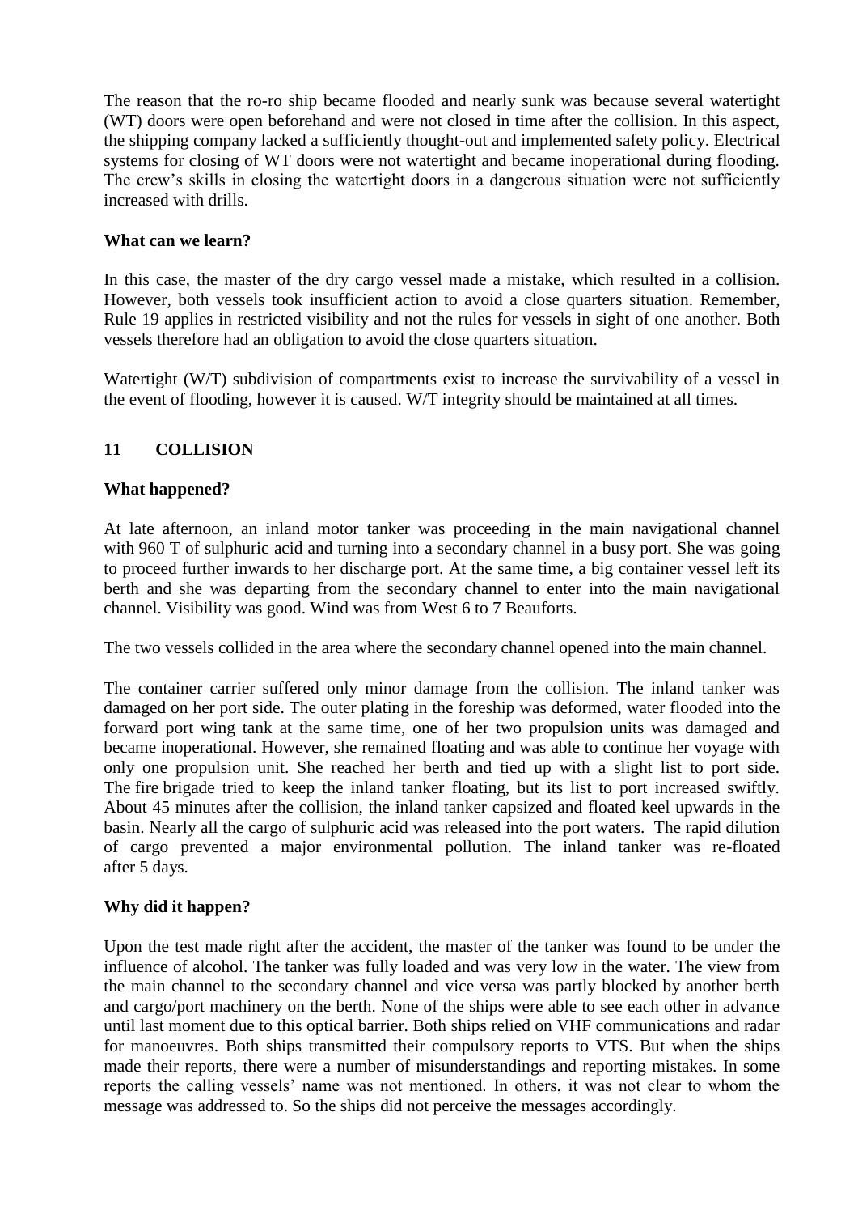The reason that the ro-ro ship became flooded and nearly sunk was because several watertight (WT) doors were open beforehand and were not closed in time after the collision. In this aspect, the shipping company lacked a sufficiently thought-out and implemented safety policy. Electrical systems for closing of WT doors were not watertight and became inoperational during flooding. The crew's skills in closing the watertight doors in a dangerous situation were not sufficiently increased with drills.

**What can we learn?**

In this case, the master of the dry cargo vessel made a mistake, which resulted in a collision. However, both vessels took insufficient action to avoid a close quarters situation. Remember, Rule 19 applies in restricted visibility and not the rules for vessels in sight of one another. Both vessels therefore had an obligation to avoid the close quarters situation.

Watertight (W/T) subdivision of compartments exist to increase the survivability of a vessel in the event of flooding, however it is caused. W/T integrity should be maintained at all times.

## 11 COLLISION

**What happened?**

At late afternoon, an inland motor tanker was proceeding in the main navigational channel with 960 T of sulphuric acid and turning into a secondary channel in a busy port. She was going to proceed further inwards to her discharge port. At the same time, a big container vessel left its berth and she was departing from the secondary channel to enter into the main navigational channel. Visibility was good. Wind was from West 6 to 7 Beauforts.

The two vessels collided in the area where the secondary channel opened into the main channel.

The container carrier suffered only minor damage from the collision. The inland tanker was damaged on her port side. The outer plating in the foreship was deformed, water flooded into the forward port wing tank at the same time, one of her two propulsion units was damaged and became inoperational. However, she remained floating and was able to continue her voyage with only one propulsion unit. She reached her berth and tied up with a slight list to port side. The fire brigade tried to keep the inland tanker floating, but its list to port increased swiftly. About 45 minutes after the collision, the inland tanker capsized and floated keel upwards in the basin. Nearly all the cargo of sulphuric acid was released into the port waters. The rapid dilution of cargo prevented a major environmental pollution. The inland tanker was re-floated after 5 days.

**Why did it happen?**

Upon the test made right after the accident, the master of the tanker was found to be under the influence of alcohol. The tanker was fully loaded and was very low in the water. The view from the main channel to the secondary channel and vice versa was partly blocked by another berth and cargo/port machinery on the berth. None of the ships were able to see each other in advance until last moment due to this optical barrier. Both ships relied on VHF communications and radar for manoeuvres. Both ships transmitted their compulsory reports to VTS. But when the ships made their reports, there were a number of misunderstandings and reporting mistakes. In some reports the calling vessels' name was not mentioned. In others, it was not clear to whom the message was addressed to. So the ships did not perceive the messages accordingly.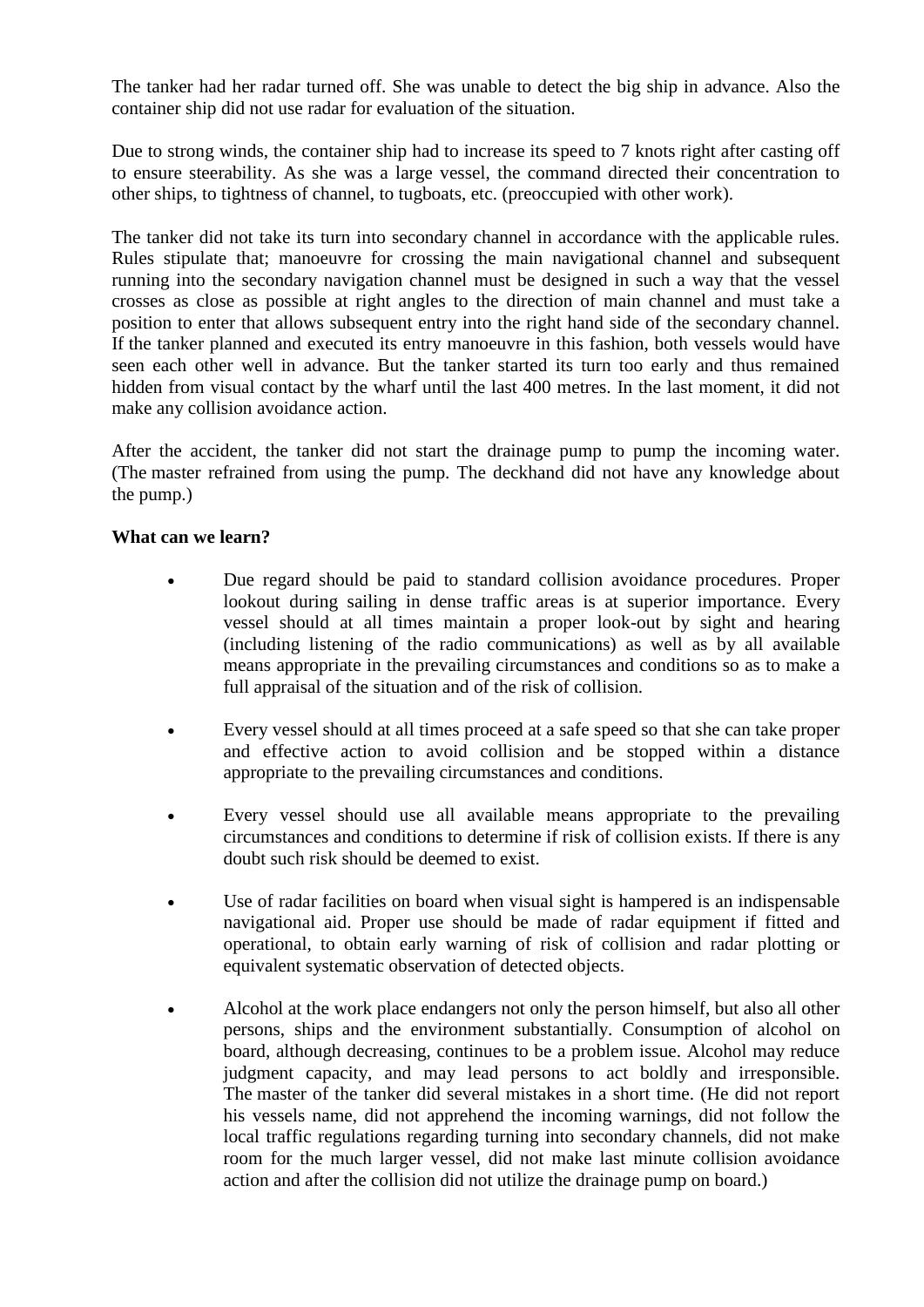The tanker had her radar turned off. She was unable to detect the big ship in advance. Also the container ship did not use radar for evaluation of the situation.

Due to strong winds, the container ship had to increase its speed to 7 knots right after casting off to ensure steerability. As she was a large vessel, the command directed their concentration to other ships, to tightness of channel, to tugboats, etc. (preoccupied with other work).

The tanker did not take its turn into secondary channel in accordance with the applicable rules. Rules stipulate that; manoeuvre for crossing the main navigational channel and subsequent running into the secondary navigation channel must be designed in such a way that the vessel crosses as close as possible at right angles to the direction of main channel and must take a position to enter that allows subsequent entry into the right hand side of the secondary channel. If the tanker planned and executed its entry manoeuvre in this fashion, both vessels would have seen each other well in advance. But the tanker started its turn too early and thus remained hidden from visual contact by the wharf until the last 400 metres. In the last moment, it did not make any collision avoidance action.

After the accident, the tanker did not start the drainage pump to pump the incoming water. (The master refrained from using the pump. The deckhand did not have any knowledge about the pump.)

**What can we learn?**

- Due regard should be paid to standard collision avoidance procedures. Proper lookout during sailing in dense traffic areas is at superior importance. Every vessel should at all times maintain a proper look-out by sight and hearing (including listening of the radio communications) as well as by all available means appropriate in the prevailing circumstances and conditions so as to make a full appraisal of the situation and of the risk of collision.

- Every vessel should at all times proceed at a safe speed so that she can take proper and effective action to avoid collision and be stopped within a distance appropriate to the prevailing circumstances and conditions.

- Every vessel should use all available means appropriate to the prevailing circumstances and conditions to determine if risk of collision exists. If there is any doubt such risk should be deemed to exist.

- Use of radar facilities on board when visual sight is hampered is an indispensable navigational aid. Proper use should be made of radar equipment if fitted and operational, to obtain early warning of risk of collision and radar plotting or equivalent systematic observation of detected objects.

- Alcohol at the work place endangers not only the person himself, but also all other persons, ships and the environment substantially. Consumption of alcohol on board, although decreasing, continues to be a problem issue. Alcohol may reduce judgment capacity, and may lead persons to act boldly and irresponsible. The master of the tanker did several mistakes in a short time. (He did not report his vessels name, did not apprehend the incoming warnings, did not follow the local traffic regulations regarding turning into secondary channels, did not make room for the much larger vessel, did not make last minute collision avoidance action and after the collision did not utilize the drainage pump on board.)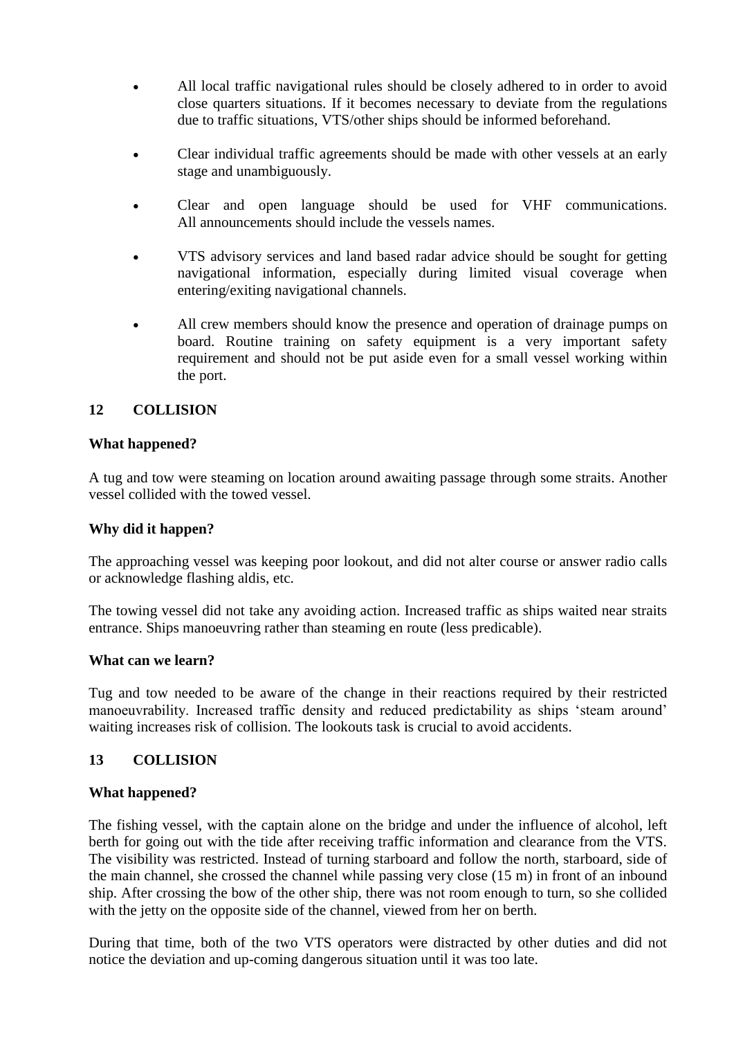- All local traffic navigational rules should be closely adhered to in order to avoid close quarters situations. If it becomes necessary to deviate from the regulations due to traffic situations, VTS/other ships should be informed beforehand.
- Clear individual traffic agreements should be made with other vessels at an early stage and unambiguously.
- Clear and open language should be used for VHF communications. All announcements should include the vessels names.
- VTS advisory services and land based radar advice should be sought for getting navigational information, especially during limited visual coverage when entering/exiting navigational channels.
- All crew members should know the presence and operation of drainage pumps on board. Routine training on safety equipment is a very important safety requirement and should not be put aside even for a small vessel working within the port.

## 12 COLLISION

**What happened?**

A tug and tow were steaming on location around awaiting passage through some straits. Another vessel collided with the towed vessel.

**Why did it happen?**

The approaching vessel was keeping poor lookout, and did not alter course or answer radio calls or acknowledge flashing aldis, etc.

The towing vessel did not take any avoiding action. Increased traffic as ships waited near straits entrance. Ships manoeuvring rather than steaming en route (less predicable).

**What can we learn?**

Tug and tow needed to be aware of the change in their reactions required by their restricted manoeuvrability. Increased traffic density and reduced predictability as ships 'steam around' waiting increases risk of collision. The lookouts task is crucial to avoid accidents.

## 13 COLLISION

**What happened?**

The fishing vessel, with the captain alone on the bridge and under the influence of alcohol, left berth for going out with the tide after receiving traffic information and clearance from the VTS. The visibility was restricted. Instead of turning starboard and follow the north, starboard, side of the main channel, she crossed the channel while passing very close (15 m) in front of an inbound ship. After crossing the bow of the other ship, there was not room enough to turn, so she collided with the jetty on the opposite side of the channel, viewed from her on berth.

During that time, both of the two VTS operators were distracted by other duties and did not notice the deviation and up-coming dangerous situation until it was too late.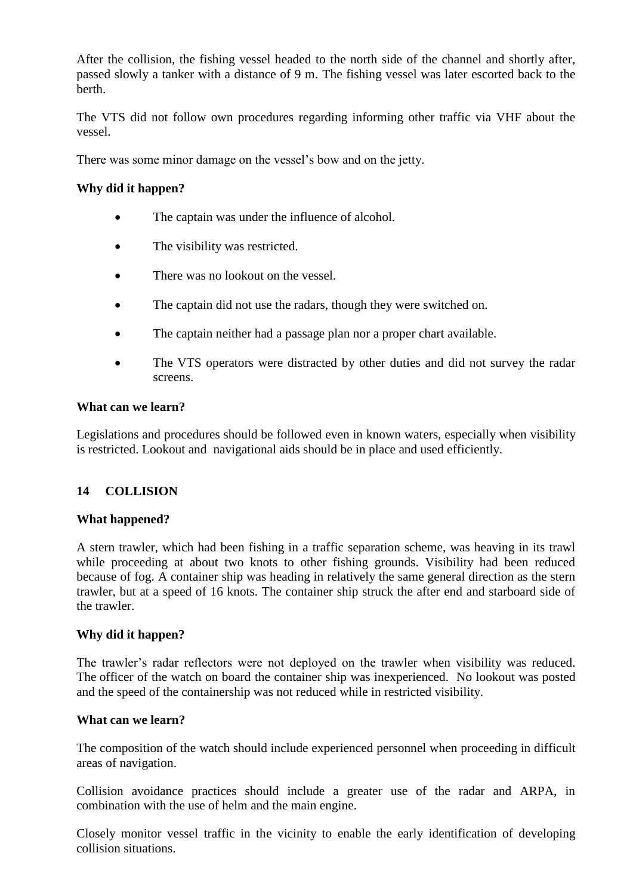After the collision, the fishing vessel headed to the north side of the channel and shortly after, passed slowly a tanker with a distance of 9 m. The fishing vessel was later escorted back to the berth.

The VTS did not follow own procedures regarding informing other traffic via VHF about the vessel.

There was some minor damage on the vessel's bow and on the jetty.

**Why did it happen?**

- The captain was under the influence of alcohol.
- The visibility was restricted.
- There was no lookout on the vessel.
- The captain did not use the radars, though they were switched on.
- The captain neither had a passage plan nor a proper chart available.
- The VTS operators were distracted by other duties and did not survey the radar screens.

**What can we learn?**

Legislations and procedures should be followed even in known waters, especially when visibility is restricted. Lookout and navigational aids should be in place and used efficiently.

## 14 COLLISION

**What happened?**

A stern trawler, which had been fishing in a traffic separation scheme, was heaving in its trawl while proceeding at about two knots to other fishing grounds. Visibility had been reduced because of fog. A container ship was heading in relatively the same general direction as the stern trawler, but at a speed of 16 knots. The container ship struck the after end and starboard side of the trawler.

**Why did it happen?**

The trawler's radar reflectors were not deployed on the trawler when visibility was reduced. The officer of the watch on board the container ship was inexperienced. No lookout was posted and the speed of the containership was not reduced while in restricted visibility.

**What can we learn?**

The composition of the watch should include experienced personnel when proceeding in difficult areas of navigation.

Collision avoidance practices should include a greater use of the radar and ARPA, in combination with the use of helm and the main engine.

Closely monitor vessel traffic in the vicinity to enable the early identification of developing collision situations.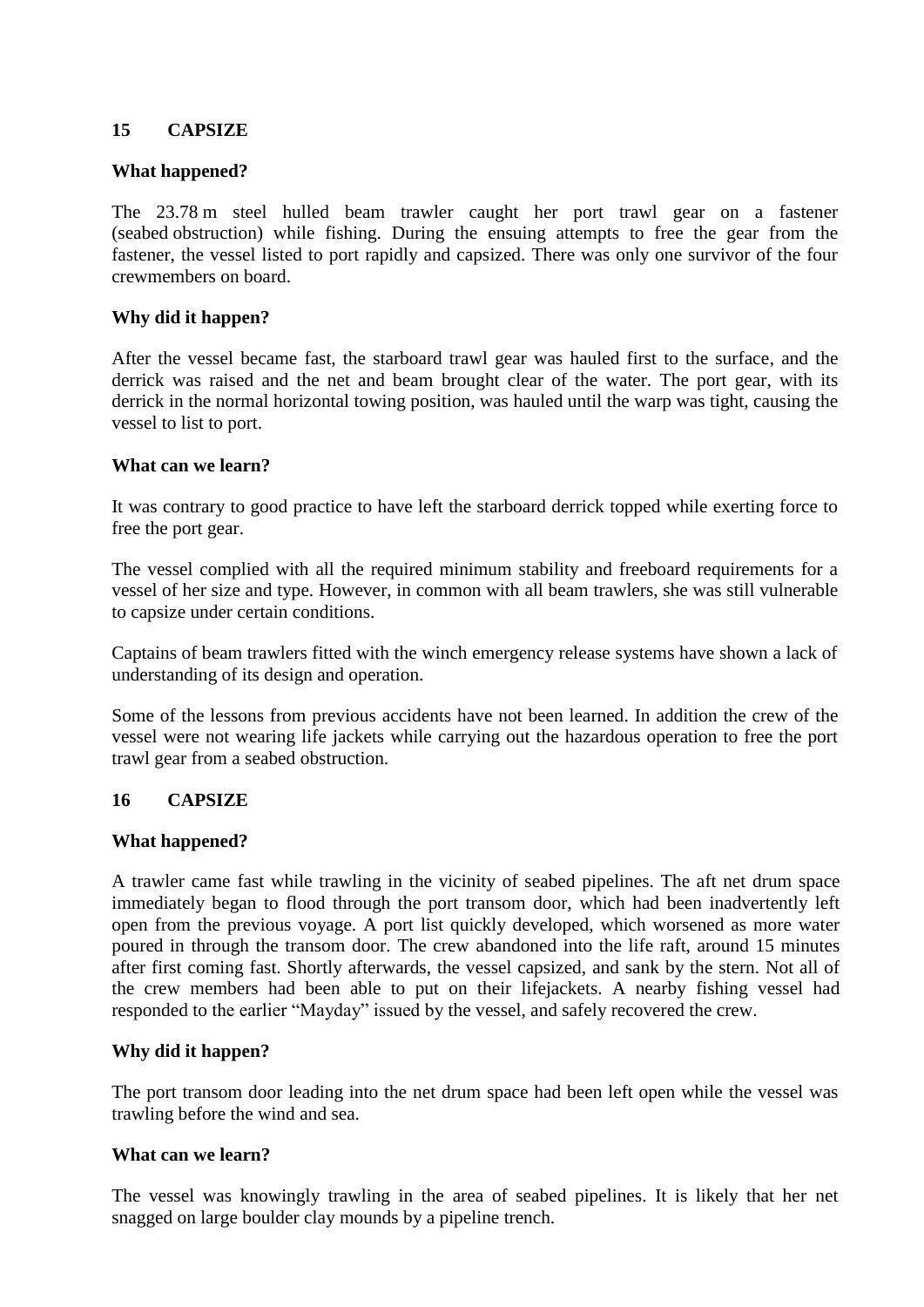## 15 CAPSIZE

### What happened?

The 23.78 m steel hulled beam trawler caught her port trawl gear on a fastener (seabed obstruction) while fishing. During the ensuing attempts to free the gear from the fastener, the vessel listed to port rapidly and capsized. There was only one survivor of the four crewmembers on board.

### Why did it happen?

After the vessel became fast, the starboard trawl gear was hauled first to the surface, and the derrick was raised and the net and beam brought clear of the water. The port gear, with its derrick in the normal horizontal towing position, was hauled until the warp was tight, causing the vessel to list to port.

### What can we learn?

It was contrary to good practice to have left the starboard derrick topped while exerting force to free the port gear.

The vessel complied with all the required minimum stability and freeboard requirements for a vessel of her size and type. However, in common with all beam trawlers, she was still vulnerable to capsize under certain conditions.

Captains of beam trawlers fitted with the winch emergency release systems have shown a lack of understanding of its design and operation.

Some of the lessons from previous accidents have not been learned. In addition the crew of the vessel were not wearing life jackets while carrying out the hazardous operation to free the port trawl gear from a seabed obstruction.

## 16 CAPSIZE

### What happened?

A trawler came fast while trawling in the vicinity of seabed pipelines. The aft net drum space immediately began to flood through the port transom door, which had been inadvertently left open from the previous voyage. A port list quickly developed, which worsened as more water poured in through the transom door. The crew abandoned into the life raft, around 15 minutes after first coming fast. Shortly afterwards, the vessel capsized, and sank by the stern. Not all of the crew members had been able to put on their lifejackets. A nearby fishing vessel had responded to the earlier "Mayday" issued by the vessel, and safely recovered the crew.

### Why did it happen?

The port transom door leading into the net drum space had been left open while the vessel was trawling before the wind and sea.

### What can we learn?

The vessel was knowingly trawling in the area of seabed pipelines. It is likely that her net snagged on large boulder clay mounds by a pipeline trench.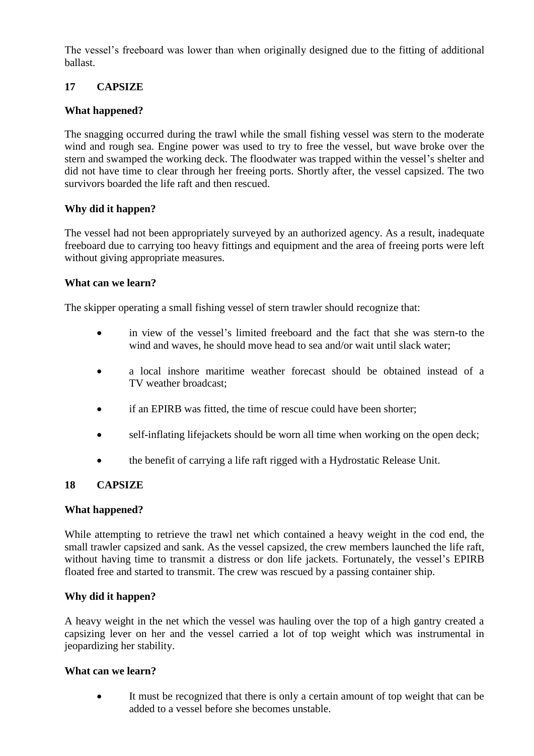The vessel's freeboard was lower than when originally designed due to the fitting of additional ballast.

## 17 CAPSIZE

### What happened?

The snagging occurred during the trawl while the small fishing vessel was stern to the moderate wind and rough sea. Engine power was used to try to free the vessel, but wave broke over the stern and swamped the working deck. The floodwater was trapped within the vessel's shelter and did not have time to clear through her freeing ports. Shortly after, the vessel capsized. The two survivors boarded the life raft and then rescued.

### Why did it happen?

The vessel had not been appropriately surveyed by an authorized agency. As a result, inadequate freeboard due to carrying too heavy fittings and equipment and the area of freeing ports were left without giving appropriate measures.

### What can we learn?

The skipper operating a small fishing vessel of stern trawler should recognize that:

- in view of the vessel's limited freeboard and the fact that she was stern-to the wind and waves, he should move head to sea and/or wait until slack water;
- a local inshore maritime weather forecast should be obtained instead of a TV weather broadcast;
- if an EPIRB was fitted, the time of rescue could have been shorter;
- self-inflating lifejackets should be worn all time when working on the open deck;
- the benefit of carrying a life raft rigged with a Hydrostatic Release Unit.

## 18 CAPSIZE

### What happened?

While attempting to retrieve the trawl net which contained a heavy weight in the cod end, the small trawler capsized and sank. As the vessel capsized, the crew members launched the life raft, without having time to transmit a distress or don life jackets. Fortunately, the vessel's EPIRB floated free and started to transmit. The crew was rescued by a passing container ship.

### Why did it happen?

A heavy weight in the net which the vessel was hauling over the top of a high gantry created a capsizing lever on her and the vessel carried a lot of top weight which was instrumental in jeopardizing her stability.

### What can we learn?

- It must be recognized that there is only a certain amount of top weight that can be added to a vessel before she becomes unstable.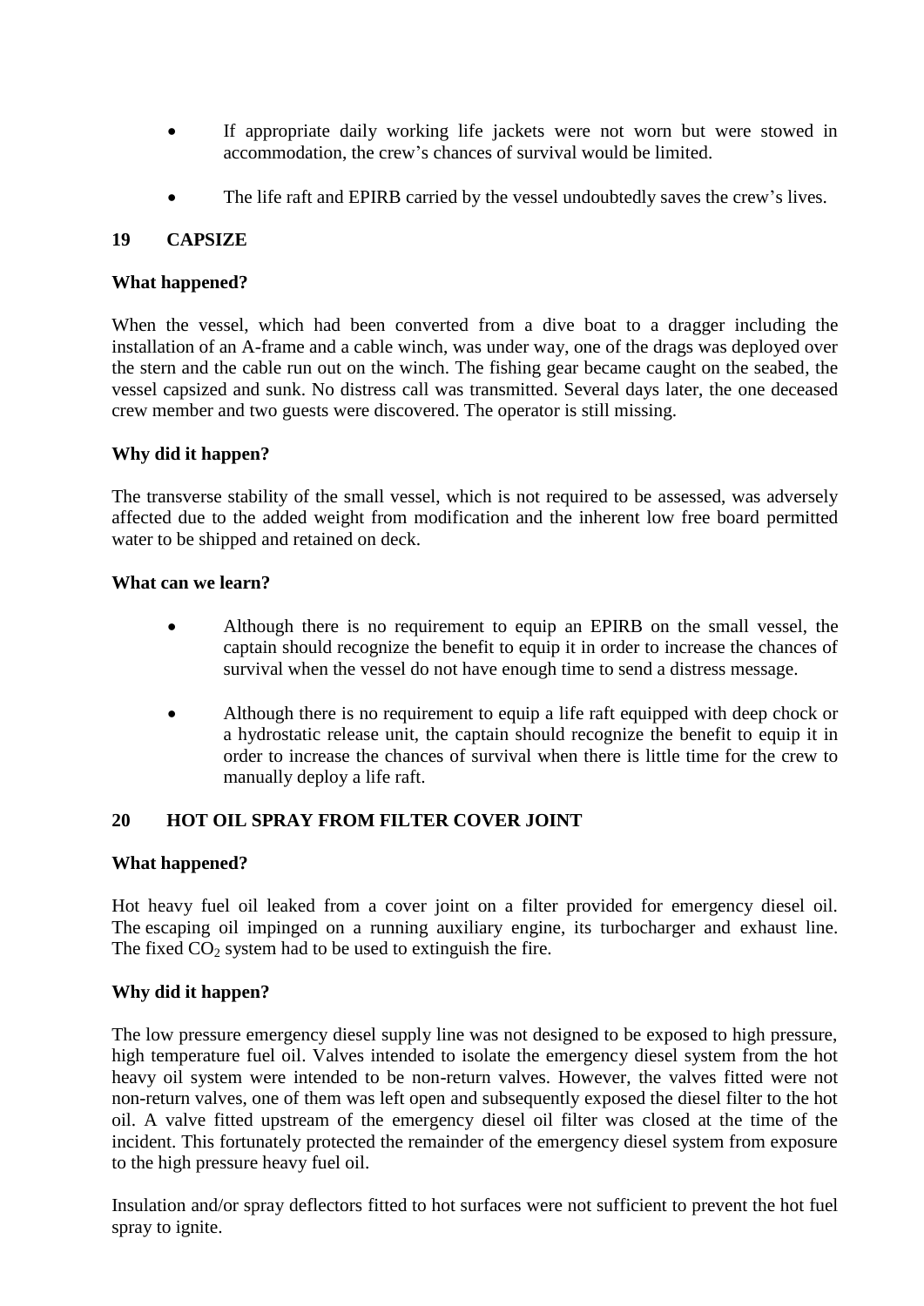- If appropriate daily working life jackets were not worn but were stowed in accommodation, the crew's chances of survival would be limited.

- The life raft and EPIRB carried by the vessel undoubtedly saves the crew's lives.

## 19 CAPSIZE

**What happened?**

When the vessel, which had been converted from a dive boat to a dragger including the installation of an A-frame and a cable winch, was under way, one of the drags was deployed over the stern and the cable run out on the winch. The fishing gear became caught on the seabed, the vessel capsized and sunk. No distress call was transmitted. Several days later, the one deceased crew member and two guests were discovered. The operator is still missing.

**Why did it happen?**

The transverse stability of the small vessel, which is not required to be assessed, was adversely affected due to the added weight from modification and the inherent low free board permitted water to be shipped and retained on deck.

**What can we learn?**

- Although there is no requirement to equip an EPIRB on the small vessel, the captain should recognize the benefit to equip it in order to increase the chances of survival when the vessel do not have enough time to send a distress message.

- Although there is no requirement to equip a life raft equipped with deep chock or a hydrostatic release unit, the captain should recognize the benefit to equip it in order to increase the chances of survival when there is little time for the crew to manually deploy a life raft.

## 20 HOT OIL SPRAY FROM FILTER COVER JOINT

**What happened?**

Hot heavy fuel oil leaked from a cover joint on a filter provided for emergency diesel oil. The escaping oil impinged on a running auxiliary engine, its turbocharger and exhaust line. The fixed $CO_2$ system had to be used to extinguish the fire.

**Why did it happen?**

The low pressure emergency diesel supply line was not designed to be exposed to high pressure, high temperature fuel oil. Valves intended to isolate the emergency diesel system from the hot heavy oil system were intended to be non-return valves. However, the valves fitted were not non-return valves, one of them was left open and subsequently exposed the diesel filter to the hot oil. A valve fitted upstream of the emergency diesel oil filter was closed at the time of the incident. This fortunately protected the remainder of the emergency diesel system from exposure to the high pressure heavy fuel oil.

Insulation and/or spray deflectors fitted to hot surfaces were not sufficient to prevent the hot fuel spray to ignite.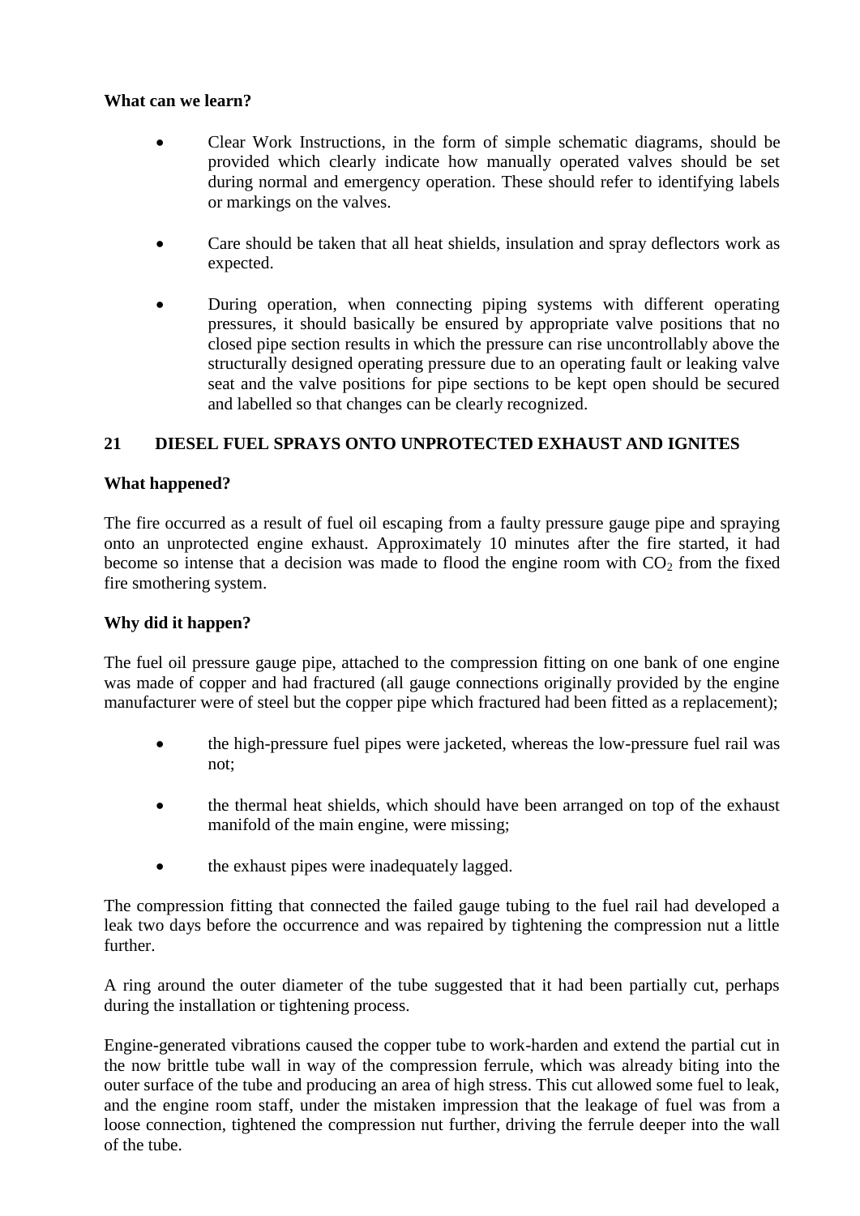**What can we learn?**

- Clear Work Instructions, in the form of simple schematic diagrams, should be provided which clearly indicate how manually operated valves should be set during normal and emergency operation. These should refer to identifying labels or markings on the valves.

- Care should be taken that all heat shields, insulation and spray deflectors work as expected.

- During operation, when connecting piping systems with different operating pressures, it should basically be ensured by appropriate valve positions that no closed pipe section results in which the pressure can rise uncontrollably above the structurally designed operating pressure due to an operating fault or leaking valve seat and the valve positions for pipe sections to be kept open should be secured and labelled so that changes can be clearly recognized.

## 21 DIESEL FUEL SPRAYS ONTO UNPROTECTED EXHAUST AND IGNITES

**What happened?**

The fire occurred as a result of fuel oil escaping from a faulty pressure gauge pipe and spraying onto an unprotected engine exhaust. Approximately 10 minutes after the fire started, it had become so intense that a decision was made to flood the engine room with $CO_2$ from the fixed fire smothering system.

**Why did it happen?**

The fuel oil pressure gauge pipe, attached to the compression fitting on one bank of one engine was made of copper and had fractured (all gauge connections originally provided by the engine manufacturer were of steel but the copper pipe which fractured had been fitted as a replacement);

- the high-pressure fuel pipes were jacketed, whereas the low-pressure fuel rail was not;

- the thermal heat shields, which should have been arranged on top of the exhaust manifold of the main engine, were missing;

- the exhaust pipes were inadequately lagged.

The compression fitting that connected the failed gauge tubing to the fuel rail had developed a leak two days before the occurrence and was repaired by tightening the compression nut a little further.

A ring around the outer diameter of the tube suggested that it had been partially cut, perhaps during the installation or tightening process.

Engine-generated vibrations caused the copper tube to work-harden and extend the partial cut in the now brittle tube wall in way of the compression ferrule, which was already biting into the outer surface of the tube and producing an area of high stress. This cut allowed some fuel to leak, and the engine room staff, under the mistaken impression that the leakage of fuel was from a loose connection, tightened the compression nut further, driving the ferrule deeper into the wall of the tube.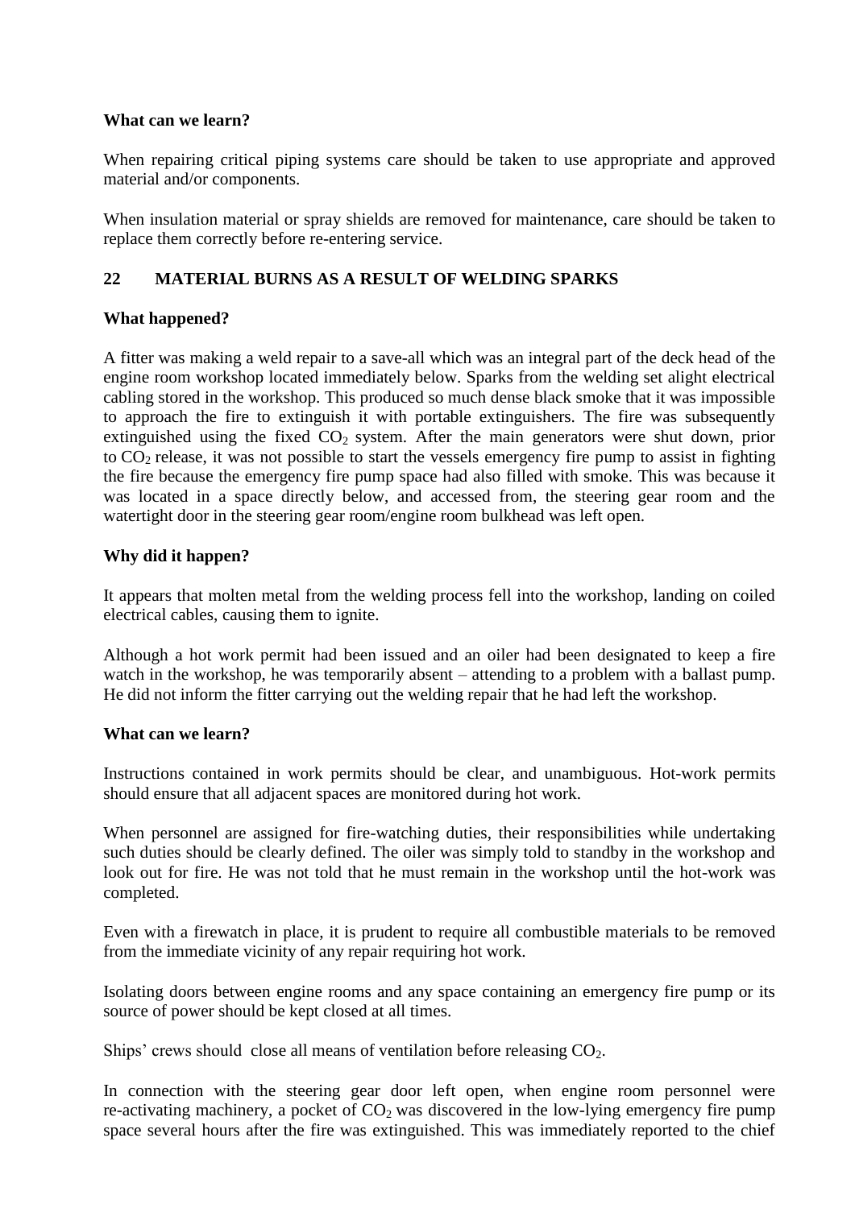**What can we learn?**

When repairing critical piping systems care should be taken to use appropriate and approved material and/or components.

When insulation material or spray shields are removed for maintenance, care should be taken to replace them correctly before re-entering service.

## 22 MATERIAL BURNS AS A RESULT OF WELDING SPARKS

**What happened?**

A fitter was making a weld repair to a save-all which was an integral part of the deck head of the engine room workshop located immediately below. Sparks from the welding set alight electrical cabling stored in the workshop. This produced so much dense black smoke that it was impossible to approach the fire to extinguish it with portable extinguishers. The fire was subsequently extinguished using the fixed $CO_2$ system. After the main generators were shut down, prior to $CO_2$ release, it was not possible to start the vessels emergency fire pump to assist in fighting the fire because the emergency fire pump space had also filled with smoke. This was because it was located in a space directly below, and accessed from, the steering gear room and the watertight door in the steering gear room/engine room bulkhead was left open.

**Why did it happen?**

It appears that molten metal from the welding process fell into the workshop, landing on coiled electrical cables, causing them to ignite.

Although a hot work permit had been issued and an oiler had been designated to keep a fire watch in the workshop, he was temporarily absent – attending to a problem with a ballast pump. He did not inform the fitter carrying out the welding repair that he had left the workshop.

**What can we learn?**

Instructions contained in work permits should be clear, and unambiguous. Hot-work permits should ensure that all adjacent spaces are monitored during hot work.

When personnel are assigned for fire-watching duties, their responsibilities while undertaking such duties should be clearly defined. The oiler was simply told to standby in the workshop and look out for fire. He was not told that he must remain in the workshop until the hot-work was completed.

Even with a firewatch in place, it is prudent to require all combustible materials to be removed from the immediate vicinity of any repair requiring hot work.

Isolating doors between engine rooms and any space containing an emergency fire pump or its source of power should be kept closed at all times.

Ships' crews should close all means of ventilation before releasing $CO_2$.

In connection with the steering gear door left open, when engine room personnel were re-activating machinery, a pocket of $CO_2$ was discovered in the low-lying emergency fire pump space several hours after the fire was extinguished. This was immediately reported to the chief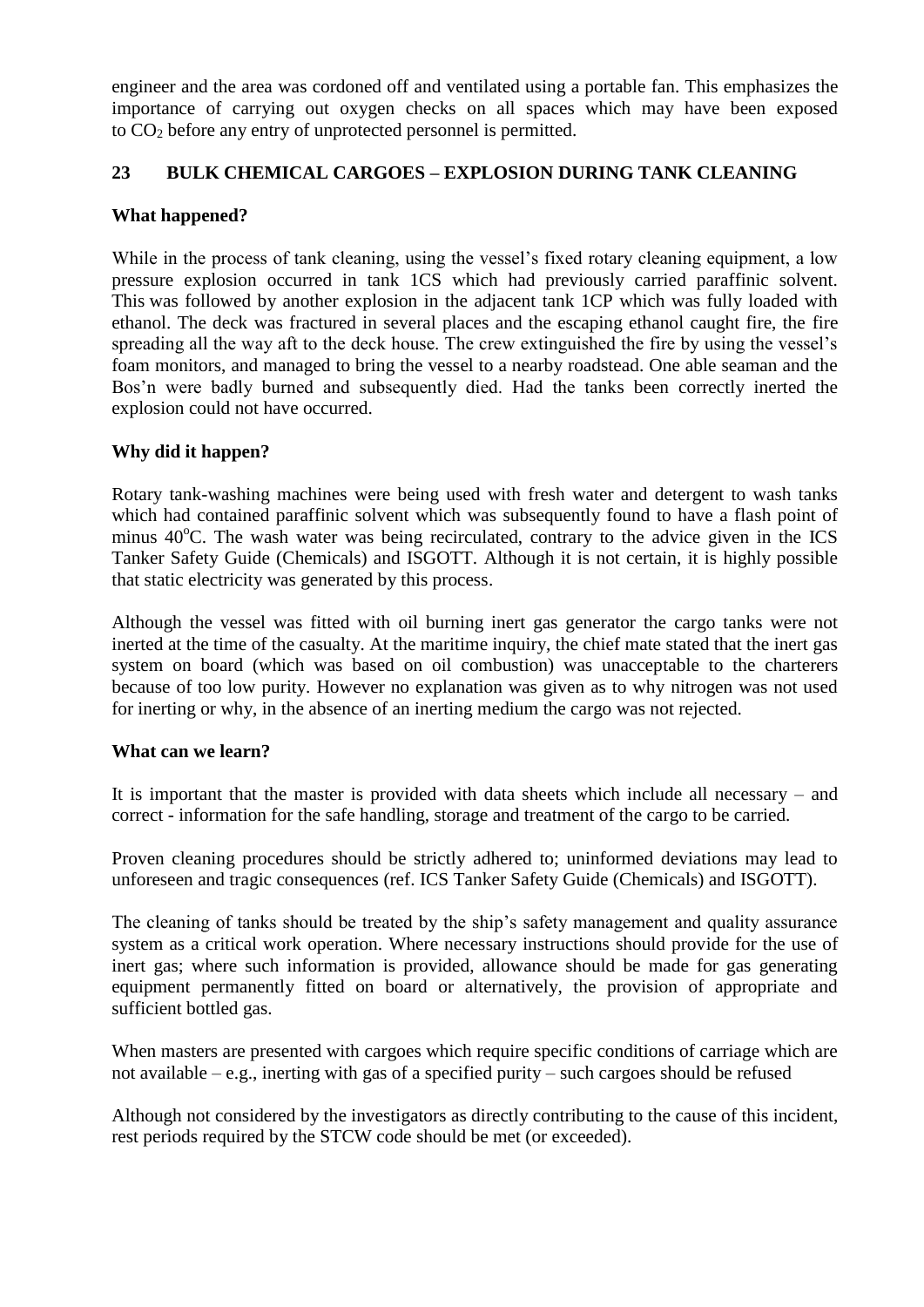engineer and the area was cordoned off and ventilated using a portable fan. This emphasizes the importance of carrying out oxygen checks on all spaces which may have been exposed to $CO_2$ before any entry of unprotected personnel is permitted.

## 23 BULK CHEMICAL CARGOES – EXPLOSION DURING TANK CLEANING

### What happened?

While in the process of tank cleaning, using the vessel's fixed rotary cleaning equipment, a low pressure explosion occurred in tank 1CS which had previously carried paraffinic solvent. This was followed by another explosion in the adjacent tank 1CP which was fully loaded with ethanol. The deck was fractured in several places and the escaping ethanol caught fire, the fire spreading all the way aft to the deck house. The crew extinguished the fire by using the vessel's foam monitors, and managed to bring the vessel to a nearby roadstead. One able seaman and the Bos'n were badly burned and subsequently died. Had the tanks been correctly inerted the explosion could not have occurred.

### Why did it happen?

Rotary tank-washing machines were being used with fresh water and detergent to wash tanks which had contained paraffinic solvent which was subsequently found to have a flash point of minus 40°C. The wash water was being recirculated, contrary to the advice given in the ICS Tanker Safety Guide (Chemicals) and ISGOTT. Although it is not certain, it is highly possible that static electricity was generated by this process.

Although the vessel was fitted with oil burning inert gas generator the cargo tanks were not inerted at the time of the casualty. At the maritime inquiry, the chief mate stated that the inert gas system on board (which was based on oil combustion) was unacceptable to the charterers because of too low purity. However no explanation was given as to why nitrogen was not used for inerting or why, in the absence of an inerting medium the cargo was not rejected.

### What can we learn?

It is important that the master is provided with data sheets which include all necessary – and correct - information for the safe handling, storage and treatment of the cargo to be carried.

Proven cleaning procedures should be strictly adhered to; uninformed deviations may lead to unforeseen and tragic consequences (ref. ICS Tanker Safety Guide (Chemicals) and ISGOTT).

The cleaning of tanks should be treated by the ship's safety management and quality assurance system as a critical work operation. Where necessary instructions should provide for the use of inert gas; where such information is provided, allowance should be made for gas generating equipment permanently fitted on board or alternatively, the provision of appropriate and sufficient bottled gas.

When masters are presented with cargoes which require specific conditions of carriage which are not available – e.g., inerting with gas of a specified purity – such cargoes should be refused

Although not considered by the investigators as directly contributing to the cause of this incident, rest periods required by the STCW code should be met (or exceeded).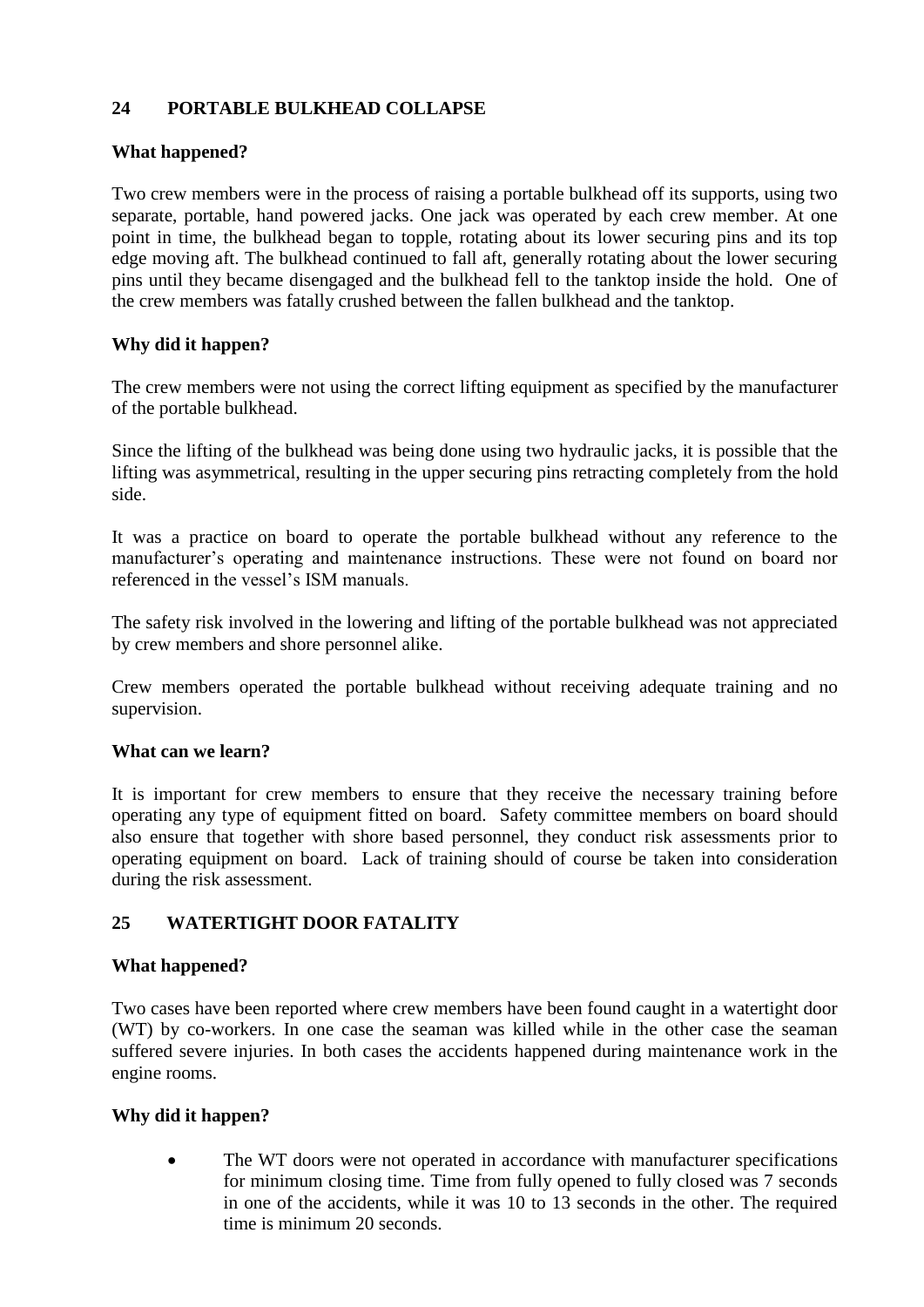## 24 PORTABLE BULKHEAD COLLAPSE

### What happened?

Two crew members were in the process of raising a portable bulkhead off its supports, using two separate, portable, hand powered jacks. One jack was operated by each crew member. At one point in time, the bulkhead began to topple, rotating about its lower securing pins and its top edge moving aft. The bulkhead continued to fall aft, generally rotating about the lower securing pins until they became disengaged and the bulkhead fell to the tanktop inside the hold. One of the crew members was fatally crushed between the fallen bulkhead and the tanktop.

### Why did it happen?

The crew members were not using the correct lifting equipment as specified by the manufacturer of the portable bulkhead.

Since the lifting of the bulkhead was being done using two hydraulic jacks, it is possible that the lifting was asymmetrical, resulting in the upper securing pins retracting completely from the hold side.

It was a practice on board to operate the portable bulkhead without any reference to the manufacturer's operating and maintenance instructions. These were not found on board nor referenced in the vessel's ISM manuals.

The safety risk involved in the lowering and lifting of the portable bulkhead was not appreciated by crew members and shore personnel alike.

Crew members operated the portable bulkhead without receiving adequate training and no supervision.

### What can we learn?

It is important for crew members to ensure that they receive the necessary training before operating any type of equipment fitted on board. Safety committee members on board should also ensure that together with shore based personnel, they conduct risk assessments prior to operating equipment on board. Lack of training should of course be taken into consideration during the risk assessment.

## 25 WATERTIGHT DOOR FATALITY

### What happened?

Two cases have been reported where crew members have been found caught in a watertight door (WT) by co-workers. In one case the seaman was killed while in the other case the seaman suffered severe injuries. In both cases the accidents happened during maintenance work in the engine rooms.

### Why did it happen?

- The WT doors were not operated in accordance with manufacturer specifications for minimum closing time. Time from fully opened to fully closed was 7 seconds in one of the accidents, while it was 10 to 13 seconds in the other. The required time is minimum 20 seconds.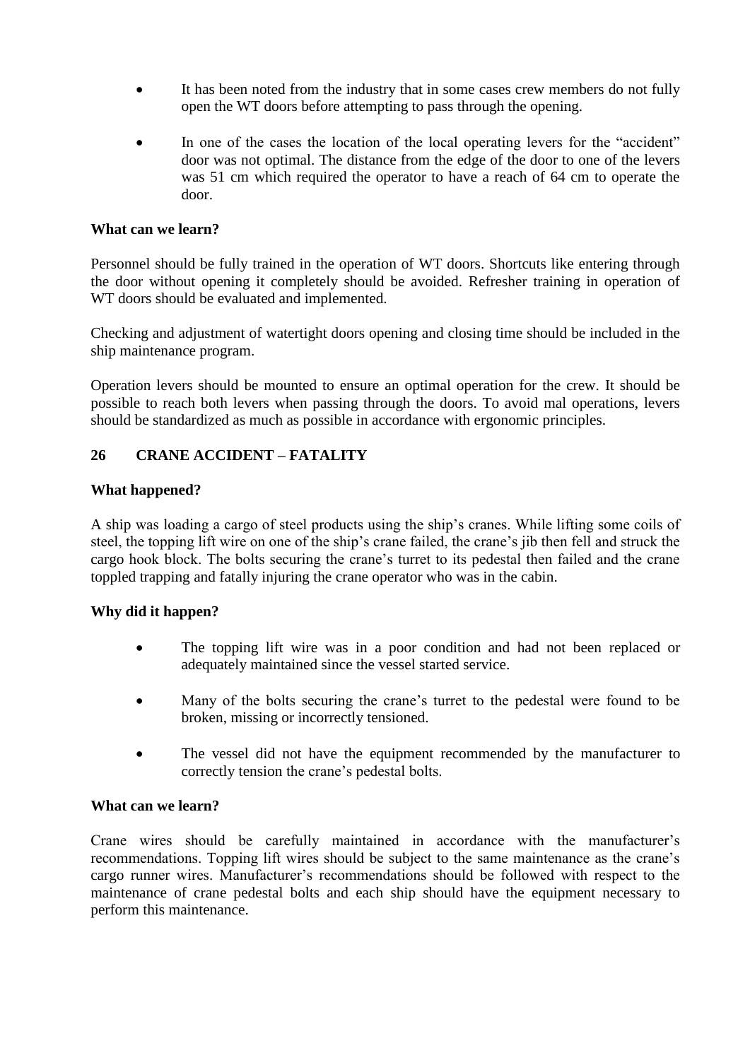- It has been noted from the industry that in some cases crew members do not fully open the WT doors before attempting to pass through the opening.

- In one of the cases the location of the local operating levers for the "accident" door was not optimal. The distance from the edge of the door to one of the levers was 51 cm which required the operator to have a reach of 64 cm to operate the door.

**What can we learn?**

Personnel should be fully trained in the operation of WT doors. Shortcuts like entering through the door without opening it completely should be avoided. Refresher training in operation of WT doors should be evaluated and implemented.

Checking and adjustment of watertight doors opening and closing time should be included in the ship maintenance program.

Operation levers should be mounted to ensure an optimal operation for the crew. It should be possible to reach both levers when passing through the doors. To avoid mal operations, levers should be standardized as much as possible in accordance with ergonomic principles.

## 26 CRANE ACCIDENT – FATALITY

**What happened?**

A ship was loading a cargo of steel products using the ship's cranes. While lifting some coils of steel, the topping lift wire on one of the ship's crane failed, the crane's jib then fell and struck the cargo hook block. The bolts securing the crane's turret to its pedestal then failed and the crane toppled trapping and fatally injuring the crane operator who was in the cabin.

**Why did it happen?**

- The topping lift wire was in a poor condition and had not been replaced or adequately maintained since the vessel started service.

- Many of the bolts securing the crane's turret to the pedestal were found to be broken, missing or incorrectly tensioned.

- The vessel did not have the equipment recommended by the manufacturer to correctly tension the crane's pedestal bolts.

**What can we learn?**

Crane wires should be carefully maintained in accordance with the manufacturer's recommendations. Topping lift wires should be subject to the same maintenance as the crane's cargo runner wires. Manufacturer's recommendations should be followed with respect to the maintenance of crane pedestal bolts and each ship should have the equipment necessary to perform this maintenance.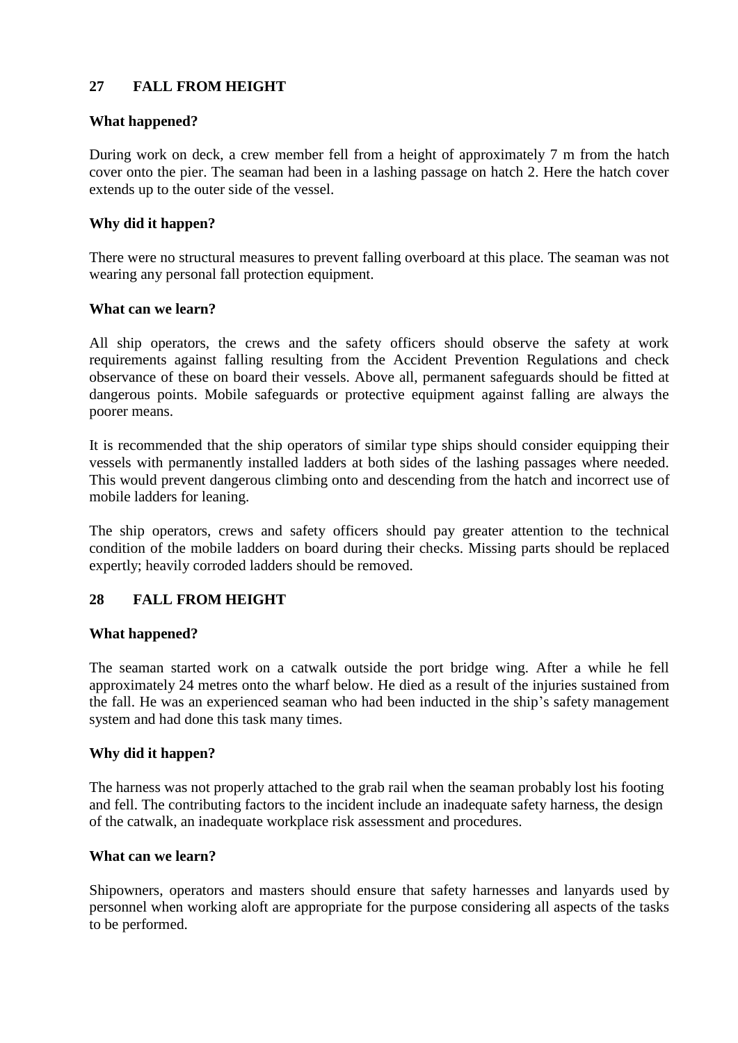## 27 FALL FROM HEIGHT

### What happened?

During work on deck, a crew member fell from a height of approximately 7 m from the hatch cover onto the pier. The seaman had been in a lashing passage on hatch 2. Here the hatch cover extends up to the outer side of the vessel.

### Why did it happen?

There were no structural measures to prevent falling overboard at this place. The seaman was not wearing any personal fall protection equipment.

### What can we learn?

All ship operators, the crews and the safety officers should observe the safety at work requirements against falling resulting from the Accident Prevention Regulations and check observance of these on board their vessels. Above all, permanent safeguards should be fitted at dangerous points. Mobile safeguards or protective equipment against falling are always the poorer means.

It is recommended that the ship operators of similar type ships should consider equipping their vessels with permanently installed ladders at both sides of the lashing passages where needed. This would prevent dangerous climbing onto and descending from the hatch and incorrect use of mobile ladders for leaning.

The ship operators, crews and safety officers should pay greater attention to the technical condition of the mobile ladders on board during their checks. Missing parts should be replaced expertly; heavily corroded ladders should be removed.

## 28 FALL FROM HEIGHT

### What happened?

The seaman started work on a catwalk outside the port bridge wing. After a while he fell approximately 24 metres onto the wharf below. He died as a result of the injuries sustained from the fall. He was an experienced seaman who had been inducted in the ship's safety management system and had done this task many times.

### Why did it happen?

The harness was not properly attached to the grab rail when the seaman probably lost his footing and fell. The contributing factors to the incident include an inadequate safety harness, the design of the catwalk, an inadequate workplace risk assessment and procedures.

### What can we learn?

Shipowners, operators and masters should ensure that safety harnesses and lanyards used by personnel when working aloft are appropriate for the purpose considering all aspects of the tasks to be performed.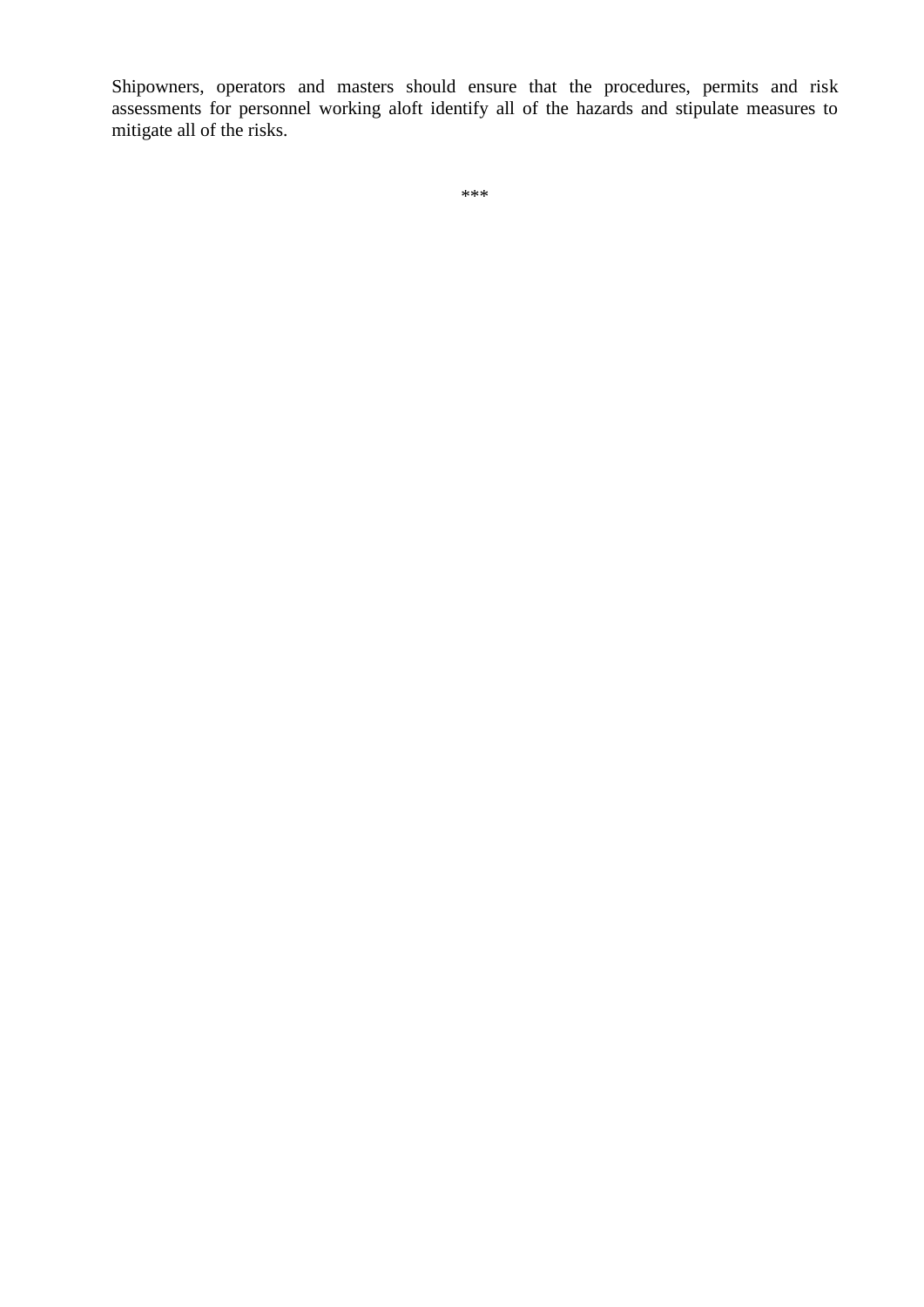Shipowners, operators and masters should ensure that the procedures, permits and risk assessments for personnel working aloft identify all of the hazards and stipulate measures to mitigate all of the risks.

***